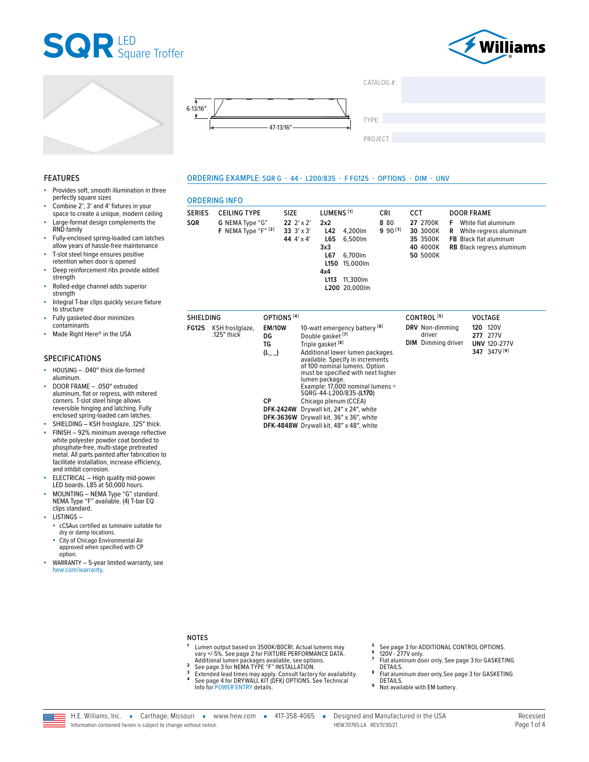# SQR LED Square Troffer

Williams

6-13/16"

47-13/16"

CATALOG #:

TYPE:

PROJECT:

## FEATURES

- Provides soft, smooth illumination in three perfectly square sizes
- Combine 2', 3' and 4' fixtures in your space to create a unique, modern ceiling
- Large-format design complements the RND family
- Fully-enclosed spring-loaded cam latches allow years of hassle-free maintenance
- T-slot steel hinge ensures positive retention when door is opened
- Deep reinforcement ribs provide added strength
- Rolled-edge channel adds superior strength
- Integral T-bar clips quickly secure fixture to structure
- Fully gasketed door minimizes contaminants
- Made Right Here® in the USA

## SPECIFICATIONS

- HOUSING – .040" thick die-formed aluminum.
- DOOR FRAME – .050" extruded aluminum, flat or regress, with mitered corners. T-slot steel hinge allows reversible hinging and latching. Fully enclosed spring-loaded cam latches.
- SHIELDING – KSH frostglaze, .125" thick.
- FINISH – 92% minimum average reflective white polyester powder coat bonded to phosphate-free, multi-stage pretreated metal. All parts painted after fabrication to facilitate installation, increase efficiency, and inhibit corrosion.
- ELECTRICAL – High quality mid-power LED boards. L85 at 50,000 hours.
- MOUNTING – NEMA Type "G" standard. NEMA Type "F" available. (4) T-bar EQ clips standard.
- LISTINGS –
  - cCSAus certified as luminaire suitable for dry or damp locations.
  - City of Chicago Environmental Air approved when specified with CP option.
- WARRANTY – 5-year limited warranty, see hew.com/warranty.

## ORDERING EXAMPLE: SQR G - 44 - L200/835 - F FG125 - OPTIONS - DIM - UNV

## ORDERING INFO

| SERIES | CEILING TYPE | SIZE | LUMENS [1] | CRI | CCT | DOOR FRAME |
|---|---|---|---|---|---|---|
| **SQR** | **G** NEMA Type "G" | **22** 2' x 2' | **2x2** | **8** 80 | **27** 2700K | **F** White flat aluminum |
| | **F** NEMA Type "F" [2] | **33** 3' x 3' | **L42** 4,200lm | **9** 90 [3] | **30** 3000K | **R** White regress aluminum |
| | | **44** 4' x 4' | **L65** 6,500lm | | **35** 3500K | **FB** Black flat aluminum |
| | | | **3x3** | | **40** 4000K | **RB** Black regress aluminum |
| | | | **L67** 6,700lm | | **50** 5000K | |
| | | | **L150** 15,000lm | | | |
| | | | **4x4** | | | |
| | | | **L113** 11,300lm | | | |
| | | | **L200** 20,000lm | | | |

| SHIELDING | OPTIONS [4] | | CONTROL [5] | VOLTAGE |
|---|---|---|---|---|
| **FG125** KSH frostglaze, .125" thick | **EM/10W** | 10-watt emergency battery [6] | **DRV** Non-dimming driver | **120** 120V |
| | **DG** | Double gasket [7] | **DIM** Dimming driver | **277** 277V |
| | **TG** | Triple gasket [8] | | **UNV** 120-277V |
| | **(L_ _)** | Additional lower lumen packages available. Specify in increments of 100 nominal lumens. Option must be specified with next higher lumen package. Example: 17,000 nominal lumens = SQRG-44-L200/835-(**L170**) | | **347** 347V [9] |
| | **CP** | Chicago plenum (CCEA) | | |
| | **DFK-2424W** | Drywall kit, 24" x 24", white | | |
| | **DFK-3636W** | Drywall kit, 36" x 36", white | | |
| | **DFK-4848W** | Drywall kit, 48" x 48", white | | |

## NOTES

1. Lumen output based on 3500K/80CRI. Actual lumens may vary +/-5%. See page 2 for FIXTURE PERFORMANCE DATA. Additional lumen packages available, see options.
2. See page 3 for NEMA TYPE "F" INSTALLATION.
3. Extended lead times may apply. Consult factory for availability.
4. See page 4 for DRYWALL KIT (DFK) OPTIONS. See Technical Info for POWER ENTRY details.
5. See page 3 for ADDITIONAL CONTROL OPTIONS.
6. 120V - 277V only.
7. Flat aluminum door only. See page 3 for GASKETING DETAILS.
8. Flat aluminum door only.See page 3 for GASKETING DETAILS.
9. Not available with EM battery.

H.E. Williams, Inc. ▪ Carthage, Missouri ▪ www.hew.com ▪ 417-358-4065 ▪ Designed and Manufactured in the USA

Information contained herein is subject to change without notice. HEW.70765.LA REV.11/30/21

Recessed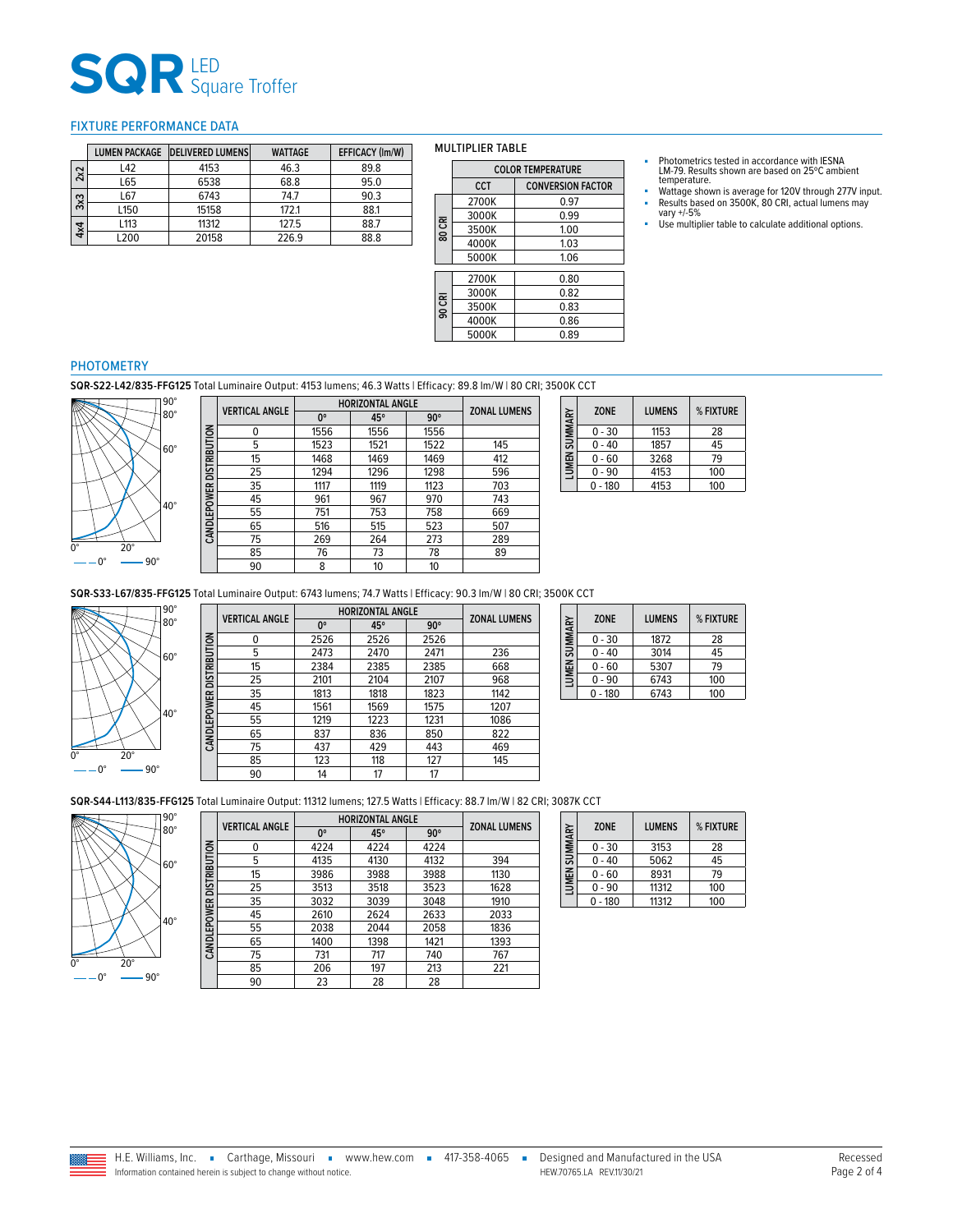# SQR LED Square Troffer

## FIXTURE PERFORMANCE DATA

| | LUMEN PACKAGE | DELIVERED LUMENS | WATTAGE | EFFICACY (lm/W) |
|---|---|---|---|---|
| 2x2 | L42 | 4153 | 46.3 | 89.8 |
| | L65 | 6538 | 68.8 | 95.0 |
| 3x3 | L67 | 6743 | 74.7 | 90.3 |
| | L150 | 15158 | 172.1 | 88.1 |
| 4x4 | L113 | 11312 | 127.5 | 88.7 |
| | L200 | 20158 | 226.9 | 88.8 |

### MULTIPLIER TABLE

| | COLOR TEMPERATURE | |
|---|---|---|
| | CCT | CONVERSION FACTOR |
| 80 CRI | 2700K | 0.97 |
| | 3000K | 0.99 |
| | 3500K | 1.00 |
| | 4000K | 1.03 |
| | 5000K | 1.06 |
| 90 CRI | 2700K | 0.80 |
| | 3000K | 0.82 |
| | 3500K | 0.83 |
| | 4000K | 0.86 |
| | 5000K | 0.89 |

- Photometrics tested in accordance with IESNA LM-79. Results shown are based on 25°C ambient temperature.
- Wattage shown is average for 120V through 277V input.
- Results based on 3500K, 80 CRI, actual lumens may vary +/-5%
- Use multiplier table to calculate additional options.

## PHOTOMETRY

**SQR-S22-L42/835-FFG125** Total Luminaire Output: 4153 lumens; 46.3 Watts | Efficacy: 89.8 lm/W | 80 CRI; 3500K CCT

**CANDLEPOWER DISTRIBUTION**

| VERTICAL ANGLE | HORIZONTAL ANGLE | | | ZONAL LUMENS |
|---|---|---|---|---|
| | 0° | 45° | 90° | |
| 0 | 1556 | 1556 | 1556 | |
| 5 | 1523 | 1521 | 1522 | 145 |
| 15 | 1468 | 1469 | 1469 | 412 |
| 25 | 1294 | 1296 | 1298 | 596 |
| 35 | 1117 | 1119 | 1123 | 703 |
| 45 | 961 | 967 | 970 | 743 |
| 55 | 751 | 753 | 758 | 669 |
| 65 | 516 | 515 | 523 | 507 |
| 75 | 269 | 264 | 273 | 289 |
| 85 | 76 | 73 | 78 | 89 |
| 90 | 8 | 10 | 10 | |

**LUMEN SUMMARY**

| ZONE | LUMENS | % FIXTURE |
|---|---|---|
| 0 - 30 | 1153 | 28 |
| 0 - 40 | 1857 | 45 |
| 0 - 60 | 3268 | 79 |
| 0 - 90 | 4153 | 100 |
| 0 - 180 | 4153 | 100 |

**SQR-S33-L67/835-FFG125** Total Luminaire Output: 6743 lumens; 74.7 Watts | Efficacy: 90.3 lm/W | 80 CRI; 3500K CCT

**CANDLEPOWER DISTRIBUTION**

| VERTICAL ANGLE | HORIZONTAL ANGLE | | | ZONAL LUMENS |
|---|---|---|---|---|
| | 0° | 45° | 90° | |
| 0 | 2526 | 2526 | 2526 | |
| 5 | 2473 | 2470 | 2471 | 236 |
| 15 | 2384 | 2385 | 2385 | 668 |
| 25 | 2101 | 2104 | 2107 | 968 |
| 35 | 1813 | 1818 | 1823 | 1142 |
| 45 | 1561 | 1569 | 1575 | 1207 |
| 55 | 1219 | 1223 | 1231 | 1086 |
| 65 | 837 | 836 | 850 | 822 |
| 75 | 437 | 429 | 443 | 469 |
| 85 | 123 | 118 | 127 | 145 |
| 90 | 14 | 17 | 17 | |

**LUMEN SUMMARY**

| ZONE | LUMENS | % FIXTURE |
|---|---|---|
| 0 - 30 | 1872 | 28 |
| 0 - 40 | 3014 | 45 |
| 0 - 60 | 5307 | 79 |
| 0 - 90 | 6743 | 100 |
| 0 - 180 | 6743 | 100 |

**SQR-S44-L113/835-FFG125** Total Luminaire Output: 11312 lumens; 127.5 Watts | Efficacy: 88.7 lm/W | 82 CRI; 3087K CCT

**CANDLEPOWER DISTRIBUTION**

| VERTICAL ANGLE | HORIZONTAL ANGLE | | | ZONAL LUMENS |
|---|---|---|---|---|
| | 0° | 45° | 90° | |
| 0 | 4224 | 4224 | 4224 | |
| 5 | 4135 | 4130 | 4132 | 394 |
| 15 | 3986 | 3988 | 3988 | 1130 |
| 25 | 3513 | 3518 | 3523 | 1628 |
| 35 | 3032 | 3039 | 3048 | 1910 |
| 45 | 2610 | 2624 | 2633 | 2033 |
| 55 | 2038 | 2044 | 2058 | 1836 |
| 65 | 1400 | 1398 | 1421 | 1393 |
| 75 | 731 | 717 | 740 | 767 |
| 85 | 206 | 197 | 213 | 221 |
| 90 | 23 | 28 | 28 | |

**LUMEN SUMMARY**

| ZONE | LUMENS | % FIXTURE |
|---|---|---|
| 0 - 30 | 3153 | 28 |
| 0 - 40 | 5062 | 45 |
| 0 - 60 | 8931 | 79 |
| 0 - 90 | 11312 | 100 |
| 0 - 180 | 11312 | 100 |

H.E. Williams, Inc. ▪ Carthage, Missouri ▪ www.hew.com ▪ 417-358-4065 ▪ Designed and Manufactured in the USA

Information contained herein is subject to change without notice. HEW.70765.LA REV.11/30/21

Recessed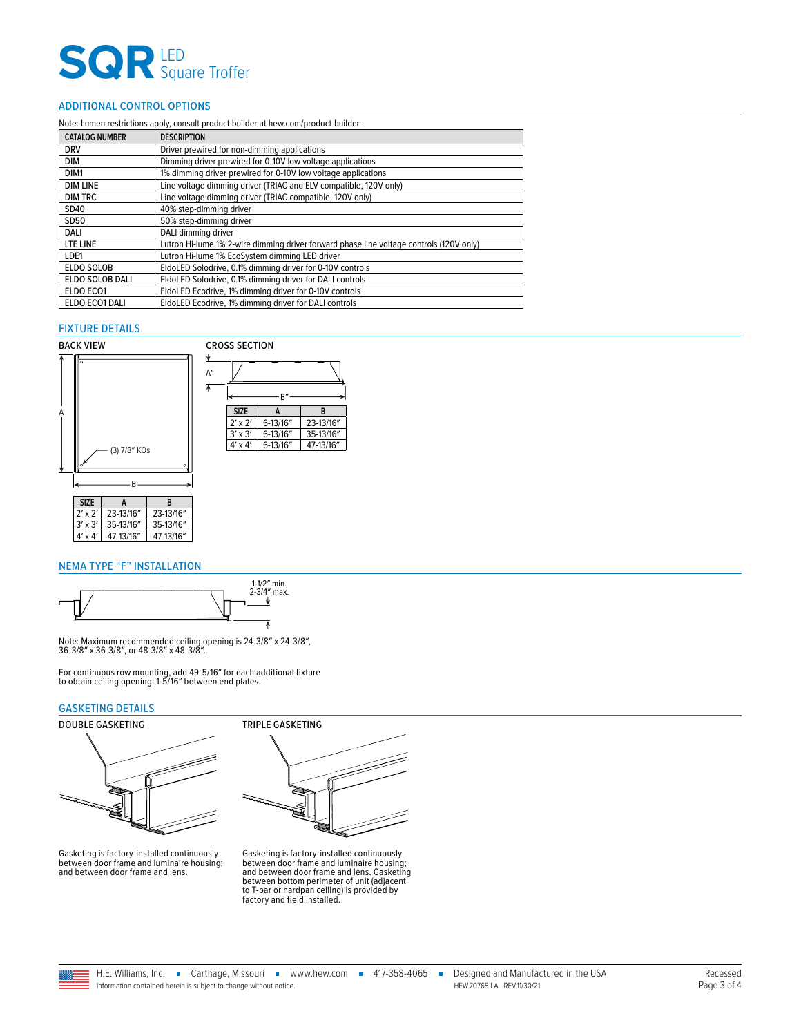# SQR LED Square Troffer

## ADDITIONAL CONTROL OPTIONS

Note: Lumen restrictions apply, consult product builder at hew.com/product-builder.

| CATALOG NUMBER | DESCRIPTION |
|---|---|
| DRV | Driver prewired for non-dimming applications |
| DIM | Dimming driver prewired for 0-10V low voltage applications |
| DIM1 | 1% dimming driver prewired for 0-10V low voltage applications |
| DIM LINE | Line voltage dimming driver (TRIAC and ELV compatible, 120V only) |
| DIM TRC | Line voltage dimming driver (TRIAC compatible, 120V only) |
| SD40 | 40% step-dimming driver |
| SD50 | 50% step-dimming driver |
| DALI | DALI dimming driver |
| LTE LINE | Lutron Hi-lume 1% 2-wire dimming driver forward phase line voltage controls (120V only) |
| LDE1 | Lutron Hi-lume 1% EcoSystem dimming LED driver |
| ELDO SOLOB | EldoLED Solodrive, 0.1% dimming driver for 0-10V controls |
| ELDO SOLOB DALI | EldoLED Solodrive, 0.1% dimming driver for DALI controls |
| ELDO ECO1 | EldoLED Ecodrive, 1% dimming driver for 0-10V controls |
| ELDO ECO1 DALI | EldoLED Ecodrive, 1% dimming driver for DALI controls |

## FIXTURE DETAILS

### BACK VIEW

(3) 7/8" KOs

| SIZE | A | B |
|---|---|---|
| 2' x 2' | 23-13/16" | 23-13/16" |
| 3' x 3' | 35-13/16" | 35-13/16" |
| 4' x 4' | 47-13/16" | 47-13/16" |

### CROSS SECTION

| SIZE | A | B |
|---|---|---|
| 2' x 2' | 6-13/16" | 23-13/16" |
| 3' x 3' | 6-13/16" | 35-13/16" |
| 4' x 4' | 6-13/16" | 47-13/16" |

## NEMA TYPE "F" INSTALLATION

1-1/2" min.
2-3/4" max.

Note: Maximum recommended ceiling opening is 24-3/8" x 24-3/8", 36-3/8" x 36-3/8", or 48-3/8" x 48-3/8".

For continuous row mounting, add 49-5/16" for each additional fixture to obtain ceiling opening. 1-5/16" between end plates.

## GASKETING DETAILS

### DOUBLE GASKETING

Gasketing is factory-installed continuously between door frame and luminaire housing; and between door frame and lens.

### TRIPLE GASKETING

Gasketing is factory-installed continuously between door frame and luminaire housing; and between door frame and lens. Gasketing between bottom perimeter of unit (adjacent to T-bar or hardpan ceiling) is provided by factory and field installed.

H.E. Williams, Inc. ▪ Carthage, Missouri ▪ www.hew.com ▪ 417-358-4065 ▪ Designed and Manufactured in the USA

Information contained herein is subject to change without notice.

HEW.70765.LA REV.11/30/21

Recessed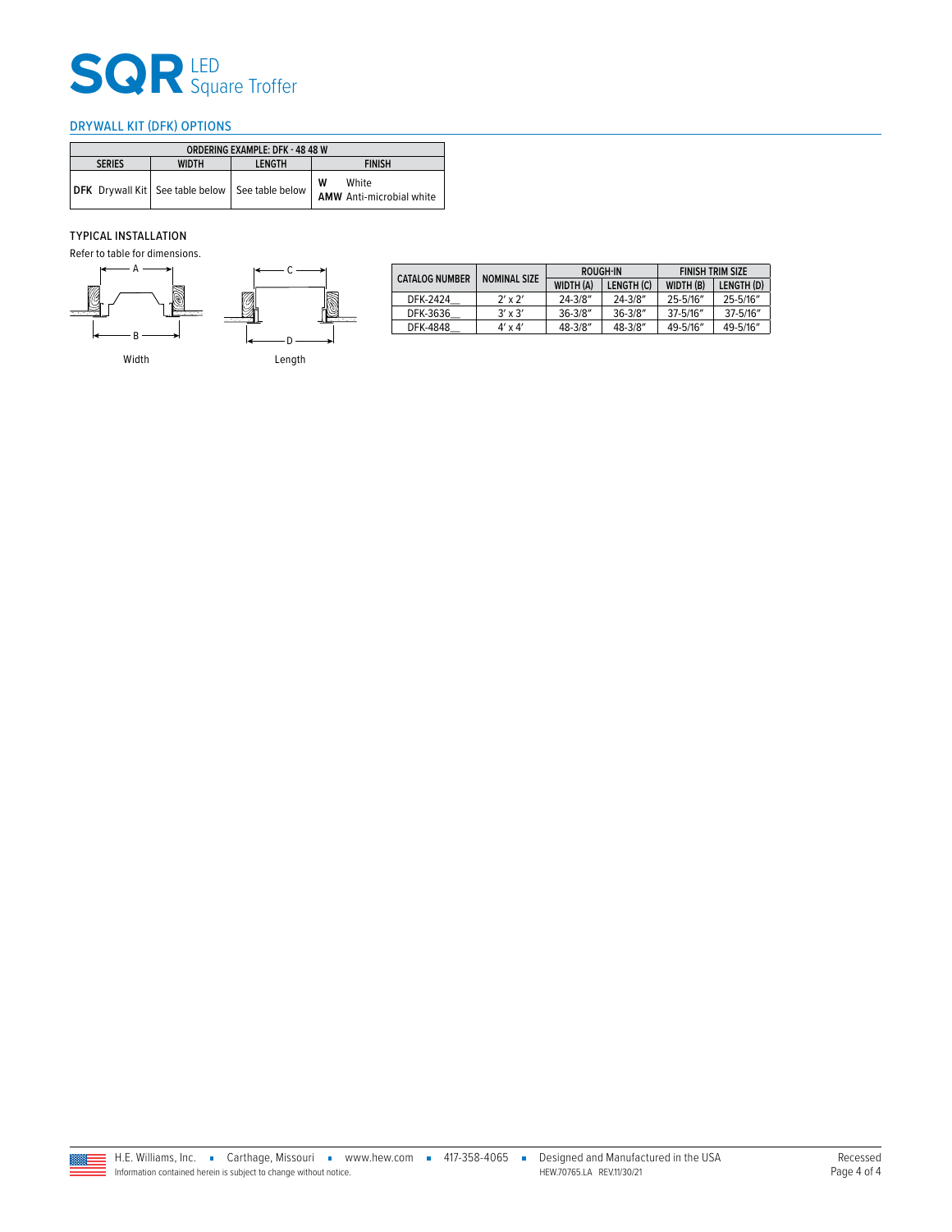# SQR LED Square Troffer

## DRYWALL KIT (DFK) OPTIONS

| ORDERING EXAMPLE: DFK - 48 48 W | | | |
|---|---|---|---|
| **SERIES** | **WIDTH** | **LENGTH** | **FINISH** |
| **DFK** Drywall Kit | See table below | See table below | **W** White<br>**AMW** Anti-microbial white |

### TYPICAL INSTALLATION

Refer to table for dimensions.

A

B

Width

C

D

Length

| CATALOG NUMBER | NOMINAL SIZE | ROUGH-IN | | FINISH TRIM SIZE | |
|---|---|---|---|---|---|
| | | WIDTH (A) | LENGTH (C) | WIDTH (B) | LENGTH (D) |
| DFK-2424__ | 2′ x 2′ | 24-3/8″ | 24-3/8″ | 25-5/16″ | 25-5/16″ |
| DFK-3636__ | 3′ x 3′ | 36-3/8″ | 36-3/8″ | 37-5/16″ | 37-5/16″ |
| DFK-4848__ | 4′ x 4′ | 48-3/8″ | 48-3/8″ | 49-5/16″ | 49-5/16″ |

H.E. Williams, Inc. ▪ Carthage, Missouri ▪ www.hew.com ▪ 417-358-4065 ▪ Designed and Manufactured in the USA

Information contained herein is subject to change without notice.

HEW.70765.LA REV.11/30/21

Recessed